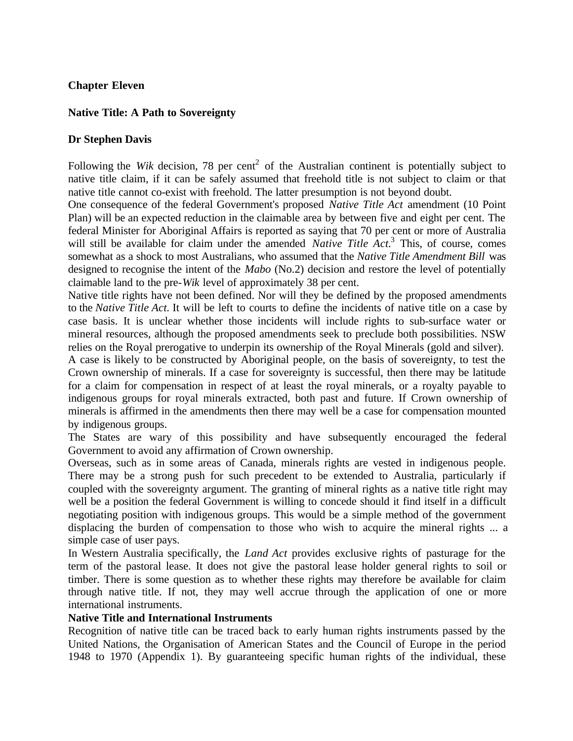**Chapter Eleven**

**Native Title: A Path to Sovereignty**

**Dr Stephen Davis**

Following the *Wik* decision, 78 per cent[2] of the Australian continent is potentially subject to native title claim, if it can be safely assumed that freehold title is not subject to claim or that native title cannot co-exist with freehold. The latter presumption is not beyond doubt.

One consequence of the federal Government's proposed *Native Title Act* amendment (10 Point Plan) will be an expected reduction in the claimable area by between five and eight per cent. The federal Minister for Aboriginal Affairs is reported as saying that 70 per cent or more of Australia will still be available for claim under the amended *Native Title Act*.[3] This, of course, comes somewhat as a shock to most Australians, who assumed that the *Native Title Amendment Bill* was designed to recognise the intent of the *Mabo* (No.2) decision and restore the level of potentially claimable land to the pre-*Wik* level of approximately 38 per cent.

Native title rights have not been defined. Nor will they be defined by the proposed amendments to the *Native Title Act*. It will be left to courts to define the incidents of native title on a case by case basis. It is unclear whether those incidents will include rights to sub-surface water or mineral resources, although the proposed amendments seek to preclude both possibilities. NSW relies on the Royal prerogative to underpin its ownership of the Royal Minerals (gold and silver).

A case is likely to be constructed by Aboriginal people, on the basis of sovereignty, to test the Crown ownership of minerals. If a case for sovereignty is successful, then there may be latitude for a claim for compensation in respect of at least the royal minerals, or a royalty payable to indigenous groups for royal minerals extracted, both past and future. If Crown ownership of minerals is affirmed in the amendments then there may well be a case for compensation mounted by indigenous groups.

The States are wary of this possibility and have subsequently encouraged the federal Government to avoid any affirmation of Crown ownership.

Overseas, such as in some areas of Canada, minerals rights are vested in indigenous people. There may be a strong push for such precedent to be extended to Australia, particularly if coupled with the sovereignty argument. The granting of mineral rights as a native title right may well be a position the federal Government is willing to concede should it find itself in a difficult negotiating position with indigenous groups. This would be a simple method of the government displacing the burden of compensation to those who wish to acquire the mineral rights ... a simple case of user pays.

In Western Australia specifically, the *Land Act* provides exclusive rights of pasturage for the term of the pastoral lease. It does not give the pastoral lease holder general rights to soil or timber. There is some question as to whether these rights may therefore be available for claim through native title. If not, they may well accrue through the application of one or more international instruments.

**Native Title and International Instruments**

Recognition of native title can be traced back to early human rights instruments passed by the United Nations, the Organisation of American States and the Council of Europe in the period 1948 to 1970 (Appendix 1). By guaranteeing specific human rights of the individual, these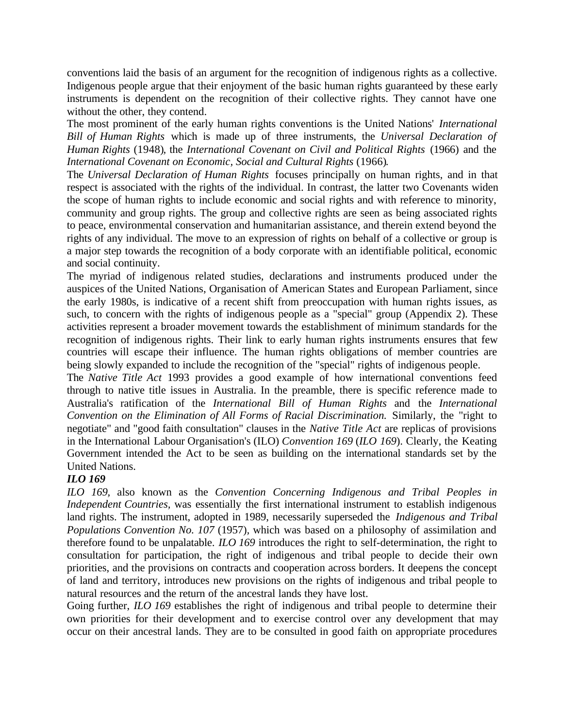conventions laid the basis of an argument for the recognition of indigenous rights as a collective. Indigenous people argue that their enjoyment of the basic human rights guaranteed by these early instruments is dependent on the recognition of their collective rights. They cannot have one without the other, they contend.

The most prominent of the early human rights conventions is the United Nations' *International Bill of Human Rights* which is made up of three instruments, the *Universal Declaration of Human Rights* (1948), the *International Covenant on Civil and Political Rights* (1966) and the *International Covenant on Economic, Social and Cultural Rights* (1966).

The *Universal Declaration of Human Rights* focuses principally on human rights, and in that respect is associated with the rights of the individual. In contrast, the latter two Covenants widen the scope of human rights to include economic and social rights and with reference to minority, community and group rights. The group and collective rights are seen as being associated rights to peace, environmental conservation and humanitarian assistance, and therein extend beyond the rights of any individual. The move to an expression of rights on behalf of a collective or group is a major step towards the recognition of a body corporate with an identifiable political, economic and social continuity.

The myriad of indigenous related studies, declarations and instruments produced under the auspices of the United Nations, Organisation of American States and European Parliament, since the early 1980s, is indicative of a recent shift from preoccupation with human rights issues, as such, to concern with the rights of indigenous people as a "special" group (Appendix 2). These activities represent a broader movement towards the establishment of minimum standards for the recognition of indigenous rights. Their link to early human rights instruments ensures that few countries will escape their influence. The human rights obligations of member countries are being slowly expanded to include the recognition of the "special" rights of indigenous people.

The *Native Title Act* 1993 provides a good example of how international conventions feed through to native title issues in Australia. In the preamble, there is specific reference made to Australia's ratification of the *International Bill of Human Rights* and the *International Convention on the Elimination of All Forms of Racial Discrimination.* Similarly, the "right to negotiate" and "good faith consultation" clauses in the *Native Title Act* are replicas of provisions in the International Labour Organisation's (ILO) *Convention 169* (*ILO 169*). Clearly, the Keating Government intended the Act to be seen as building on the international standards set by the United Nations.

***ILO 169***

*ILO 169*, also known as the *Convention Concerning Indigenous and Tribal Peoples in Independent Countries*, was essentially the first international instrument to establish indigenous land rights. The instrument, adopted in 1989, necessarily superseded the *Indigenous and Tribal Populations Convention No. 107* (1957), which was based on a philosophy of assimilation and therefore found to be unpalatable. *ILO 169* introduces the right to self-determination, the right to consultation for participation, the right of indigenous and tribal people to decide their own priorities, and the provisions on contracts and cooperation across borders. It deepens the concept of land and territory, introduces new provisions on the rights of indigenous and tribal people to natural resources and the return of the ancestral lands they have lost.

Going further, *ILO 169* establishes the right of indigenous and tribal people to determine their own priorities for their development and to exercise control over any development that may occur on their ancestral lands. They are to be consulted in good faith on appropriate procedures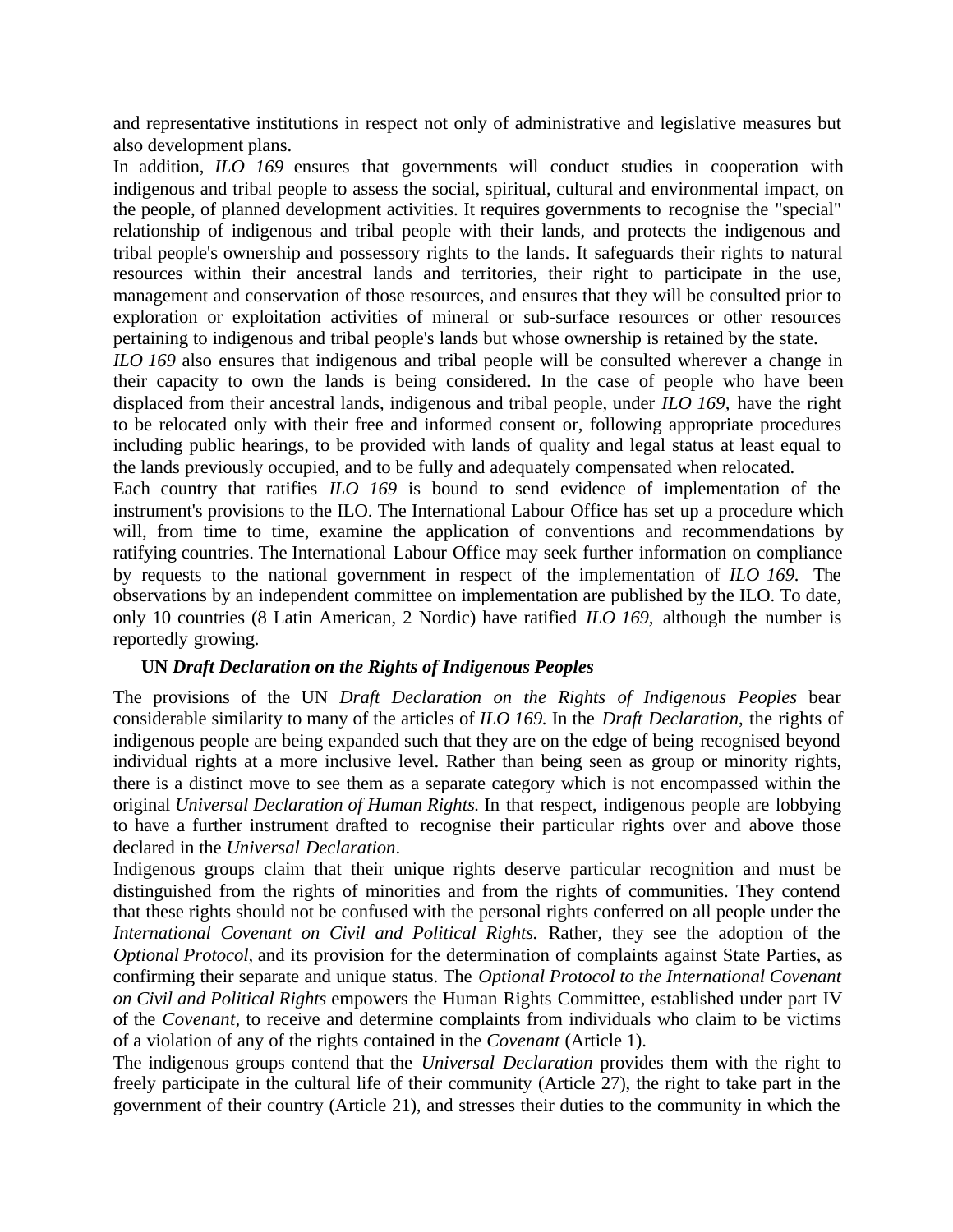and representative institutions in respect not only of administrative and legislative measures but also development plans.

In addition, *ILO 169* ensures that governments will conduct studies in cooperation with indigenous and tribal people to assess the social, spiritual, cultural and environmental impact, on the people, of planned development activities. It requires governments to recognise the "special" relationship of indigenous and tribal people with their lands, and protects the indigenous and tribal people's ownership and possessory rights to the lands. It safeguards their rights to natural resources within their ancestral lands and territories, their right to participate in the use, management and conservation of those resources, and ensures that they will be consulted prior to exploration or exploitation activities of mineral or sub-surface resources or other resources pertaining to indigenous and tribal people's lands but whose ownership is retained by the state.

*ILO 169* also ensures that indigenous and tribal people will be consulted wherever a change in their capacity to own the lands is being considered. In the case of people who have been displaced from their ancestral lands, indigenous and tribal people, under *ILO 169*, have the right to be relocated only with their free and informed consent or, following appropriate procedures including public hearings, to be provided with lands of quality and legal status at least equal to the lands previously occupied, and to be fully and adequately compensated when relocated.

Each country that ratifies *ILO 169* is bound to send evidence of implementation of the instrument's provisions to the ILO. The International Labour Office has set up a procedure which will, from time to time, examine the application of conventions and recommendations by ratifying countries. The International Labour Office may seek further information on compliance by requests to the national government in respect of the implementation of *ILO 169.* The observations by an independent committee on implementation are published by the ILO. To date, only 10 countries (8 Latin American, 2 Nordic) have ratified *ILO 169,* although the number is reportedly growing.

### UN *Draft Declaration on the Rights of Indigenous Peoples*

The provisions of the UN *Draft Declaration on the Rights of Indigenous Peoples* bear considerable similarity to many of the articles of *ILO 169.* In the *Draft Declaration*, the rights of indigenous people are being expanded such that they are on the edge of being recognised beyond individual rights at a more inclusive level. Rather than being seen as group or minority rights, there is a distinct move to see them as a separate category which is not encompassed within the original *Universal Declaration of Human Rights.* In that respect, indigenous people are lobbying to have a further instrument drafted to recognise their particular rights over and above those declared in the *Universal Declaration*.

Indigenous groups claim that their unique rights deserve particular recognition and must be distinguished from the rights of minorities and from the rights of communities. They contend that these rights should not be confused with the personal rights conferred on all people under the *International Covenant on Civil and Political Rights.* Rather, they see the adoption of the *Optional Protocol,* and its provision for the determination of complaints against State Parties, as confirming their separate and unique status. The *Optional Protocol to the International Covenant on Civil and Political Rights* empowers the Human Rights Committee, established under part IV of the *Covenant*, to receive and determine complaints from individuals who claim to be victims of a violation of any of the rights contained in the *Covenant* (Article 1).

The indigenous groups contend that the *Universal Declaration* provides them with the right to freely participate in the cultural life of their community (Article 27), the right to take part in the government of their country (Article 21), and stresses their duties to the community in which the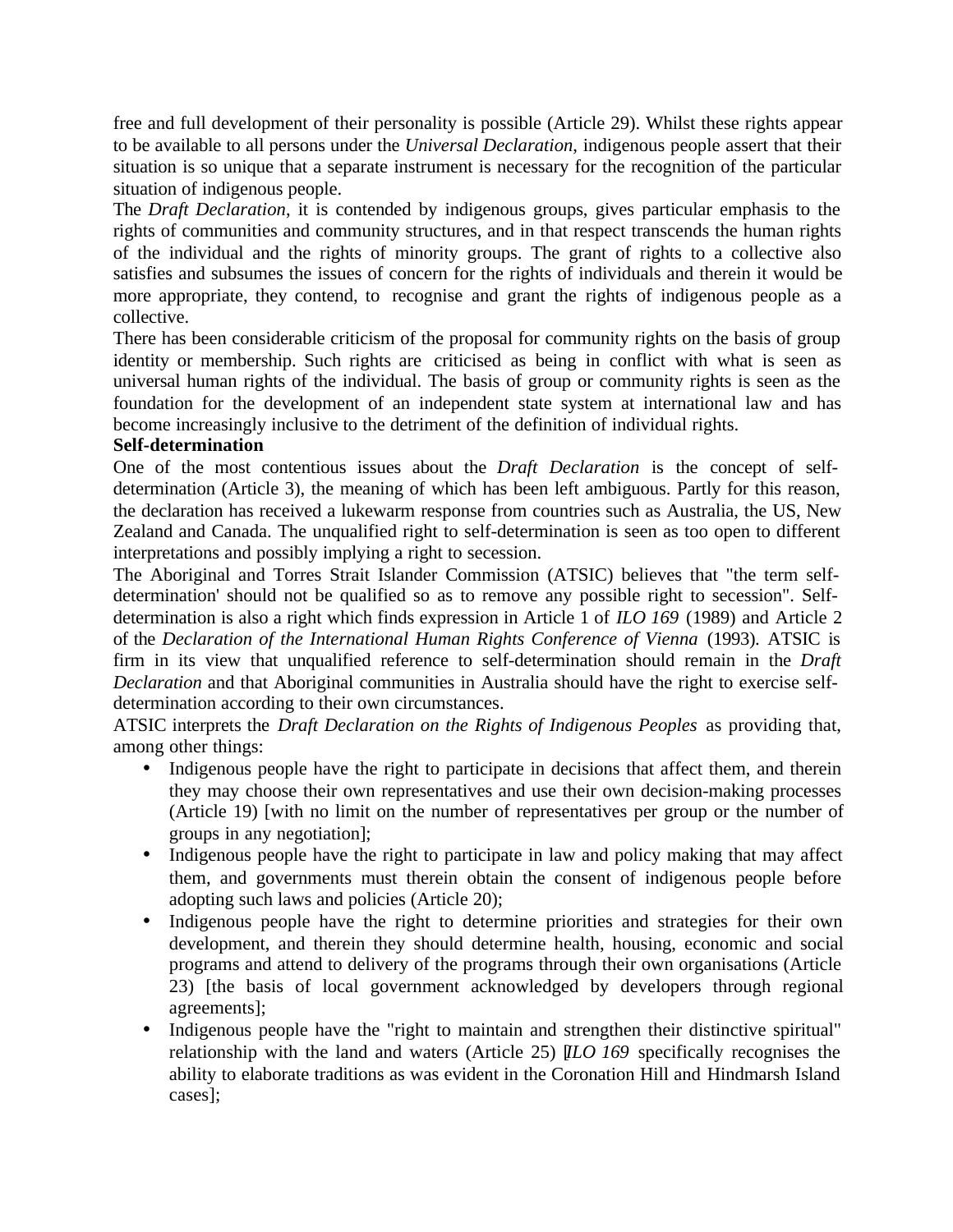free and full development of their personality is possible (Article 29). Whilst these rights appear to be available to all persons under the *Universal Declaration*, indigenous people assert that their situation is so unique that a separate instrument is necessary for the recognition of the particular situation of indigenous people.

The *Draft Declaration*, it is contended by indigenous groups, gives particular emphasis to the rights of communities and community structures, and in that respect transcends the human rights of the individual and the rights of minority groups. The grant of rights to a collective also satisfies and subsumes the issues of concern for the rights of individuals and therein it would be more appropriate, they contend, to recognise and grant the rights of indigenous people as a collective.

There has been considerable criticism of the proposal for community rights on the basis of group identity or membership. Such rights are criticised as being in conflict with what is seen as universal human rights of the individual. The basis of group or community rights is seen as the foundation for the development of an independent state system at international law and has become increasingly inclusive to the detriment of the definition of individual rights.

**Self-determination**

One of the most contentious issues about the *Draft Declaration* is the concept of self-determination (Article 3), the meaning of which has been left ambiguous. Partly for this reason, the declaration has received a lukewarm response from countries such as Australia, the US, New Zealand and Canada. The unqualified right to self-determination is seen as too open to different interpretations and possibly implying a right to secession.

The Aboriginal and Torres Strait Islander Commission (ATSIC) believes that "the term self-determination' should not be qualified so as to remove any possible right to secession". Self-determination is also a right which finds expression in Article 1 of *ILO 169* (1989) and Article 2 of the *Declaration of the International Human Rights Conference of Vienna* (1993). ATSIC is firm in its view that unqualified reference to self-determination should remain in the *Draft Declaration* and that Aboriginal communities in Australia should have the right to exercise self-determination according to their own circumstances.

ATSIC interprets the *Draft Declaration on the Rights of Indigenous Peoples* as providing that, among other things:

- Indigenous people have the right to participate in decisions that affect them, and therein they may choose their own representatives and use their own decision-making processes (Article 19) [with no limit on the number of representatives per group or the number of groups in any negotiation];
- Indigenous people have the right to participate in law and policy making that may affect them, and governments must therein obtain the consent of indigenous people before adopting such laws and policies (Article 20);
- Indigenous people have the right to determine priorities and strategies for their own development, and therein they should determine health, housing, economic and social programs and attend to delivery of the programs through their own organisations (Article 23) [the basis of local government acknowledged by developers through regional agreements];
- Indigenous people have the "right to maintain and strengthen their distinctive spiritual" relationship with the land and waters (Article 25) [*ILO 169* specifically recognises the ability to elaborate traditions as was evident in the Coronation Hill and Hindmarsh Island cases];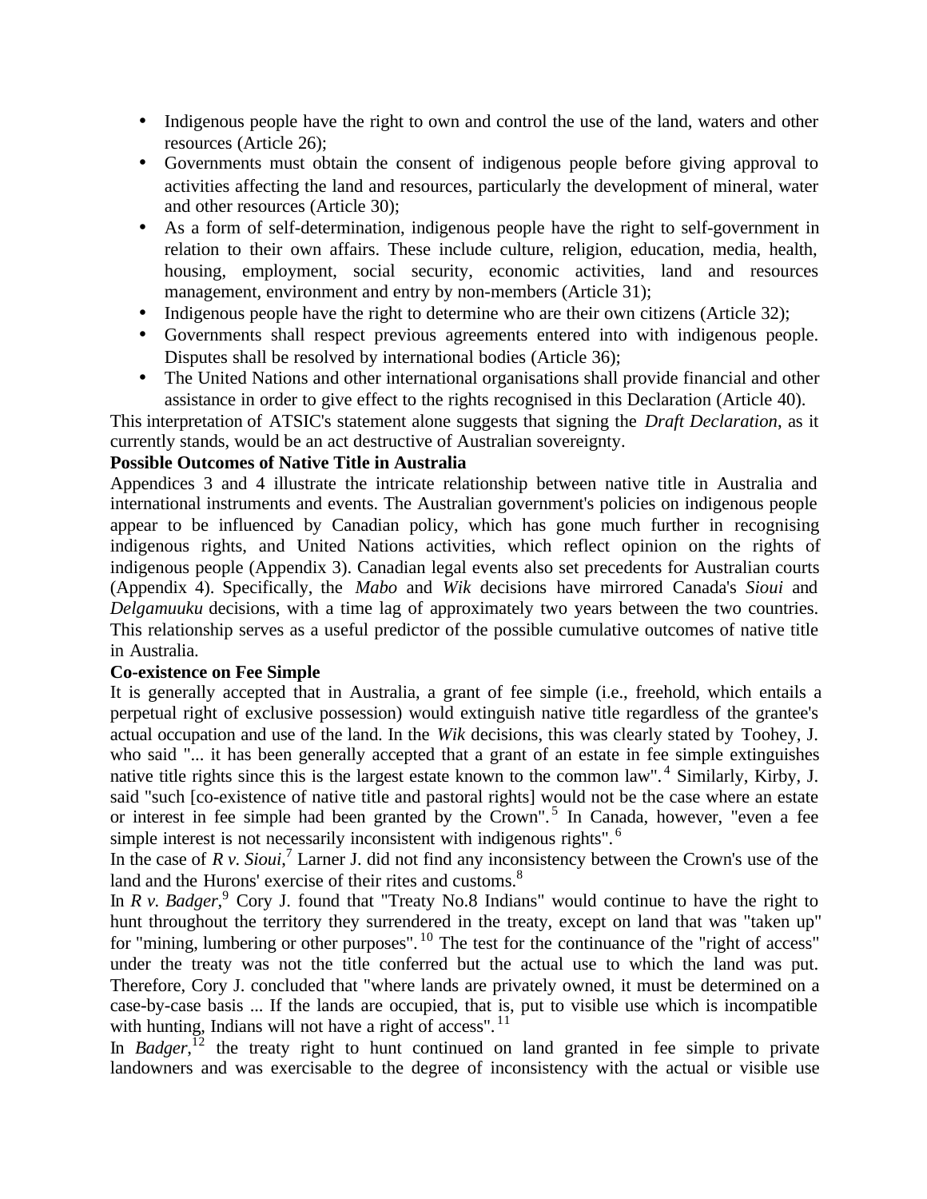- Indigenous people have the right to own and control the use of the land, waters and other resources (Article 26);
- Governments must obtain the consent of indigenous people before giving approval to activities affecting the land and resources, particularly the development of mineral, water and other resources (Article 30);
- As a form of self-determination, indigenous people have the right to self-government in relation to their own affairs. These include culture, religion, education, media, health, housing, employment, social security, economic activities, land and resources management, environment and entry by non-members (Article 31);
- Indigenous people have the right to determine who are their own citizens (Article 32);
- Governments shall respect previous agreements entered into with indigenous people. Disputes shall be resolved by international bodies (Article 36);
- The United Nations and other international organisations shall provide financial and other assistance in order to give effect to the rights recognised in this Declaration (Article 40).

This interpretation of ATSIC's statement alone suggests that signing the *Draft Declaration*, as it currently stands, would be an act destructive of Australian sovereignty.

**Possible Outcomes of Native Title in Australia**

Appendices 3 and 4 illustrate the intricate relationship between native title in Australia and international instruments and events. The Australian government's policies on indigenous people appear to be influenced by Canadian policy, which has gone much further in recognising indigenous rights, and United Nations activities, which reflect opinion on the rights of indigenous people (Appendix 3). Canadian legal events also set precedents for Australian courts (Appendix 4). Specifically, the *Mabo* and *Wik* decisions have mirrored Canada's *Sioui* and *Delgamuuku* decisions, with a time lag of approximately two years between the two countries. This relationship serves as a useful predictor of the possible cumulative outcomes of native title in Australia.

**Co-existence on Fee Simple**

It is generally accepted that in Australia, a grant of fee simple (i.e., freehold, which entails a perpetual right of exclusive possession) would extinguish native title regardless of the grantee's actual occupation and use of the land. In the *Wik* decisions, this was clearly stated by Toohey, J. who said "... it has been generally accepted that a grant of an estate in fee simple extinguishes native title rights since this is the largest estate known to the common law".[4] Similarly, Kirby, J. said "such [co-existence of native title and pastoral rights] would not be the case where an estate or interest in fee simple had been granted by the Crown".[5] In Canada, however, "even a fee simple interest is not necessarily inconsistent with indigenous rights".[6]

In the case of *R v. Sioui*,[7] Larner J. did not find any inconsistency between the Crown's use of the land and the Hurons' exercise of their rites and customs.[8]

In *R v. Badger*,[9] Cory J. found that "Treaty No.8 Indians" would continue to have the right to hunt throughout the territory they surrendered in the treaty, except on land that was "taken up" for "mining, lumbering or other purposes".[10] The test for the continuance of the "right of access" under the treaty was not the title conferred but the actual use to which the land was put. Therefore, Cory J. concluded that "where lands are privately owned, it must be determined on a case-by-case basis ... If the lands are occupied, that is, put to visible use which is incompatible with hunting, Indians will not have a right of access".[11]

In *Badger*,[12] the treaty right to hunt continued on land granted in fee simple to private landowners and was exercisable to the degree of inconsistency with the actual or visible use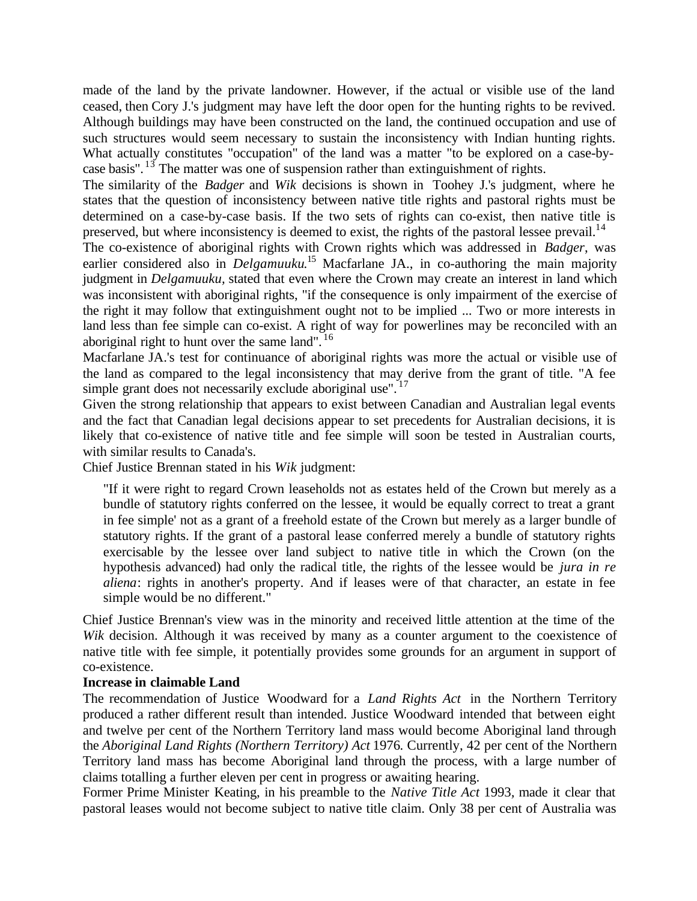made of the land by the private landowner. However, if the actual or visible use of the land ceased, then Cory J.'s judgment may have left the door open for the hunting rights to be revived. Although buildings may have been constructed on the land, the continued occupation and use of such structures would seem necessary to sustain the inconsistency with Indian hunting rights. What actually constitutes "occupation" of the land was a matter "to be explored on a case-by-case basis".[13] The matter was one of suspension rather than extinguishment of rights.

The similarity of the *Badger* and *Wik* decisions is shown in Toohey J.'s judgment, where he states that the question of inconsistency between native title rights and pastoral rights must be determined on a case-by-case basis. If the two sets of rights can co-exist, then native title is preserved, but where inconsistency is deemed to exist, the rights of the pastoral lessee prevail.[14]

The co-existence of aboriginal rights with Crown rights which was addressed in *Badger*, was earlier considered also in *Delgamuuku.*[15] Macfarlane JA., in co-authoring the main majority judgment in *Delgamuuku,* stated that even where the Crown may create an interest in land which was inconsistent with aboriginal rights, "if the consequence is only impairment of the exercise of the right it may follow that extinguishment ought not to be implied ... Two or more interests in land less than fee simple can co-exist. A right of way for powerlines may be reconciled with an aboriginal right to hunt over the same land".[16]

Macfarlane JA.'s test for continuance of aboriginal rights was more the actual or visible use of the land as compared to the legal inconsistency that may derive from the grant of title. "A fee simple grant does not necessarily exclude aboriginal use".[17]

Given the strong relationship that appears to exist between Canadian and Australian legal events and the fact that Canadian legal decisions appear to set precedents for Australian decisions, it is likely that co-existence of native title and fee simple will soon be tested in Australian courts, with similar results to Canada's.

Chief Justice Brennan stated in his *Wik* judgment:

> "If it were right to regard Crown leaseholds not as estates held of the Crown but merely as a bundle of statutory rights conferred on the lessee, it would be equally correct to treat a grant in fee simple' not as a grant of a freehold estate of the Crown but merely as a larger bundle of statutory rights. If the grant of a pastoral lease conferred merely a bundle of statutory rights exercisable by the lessee over land subject to native title in which the Crown (on the hypothesis advanced) had only the radical title, the rights of the lessee would be *jura in re aliena*: rights in another's property. And if leases were of that character, an estate in fee simple would be no different."

Chief Justice Brennan's view was in the minority and received little attention at the time of the *Wik* decision. Although it was received by many as a counter argument to the coexistence of native title with fee simple, it potentially provides some grounds for an argument in support of co-existence.

**Increase in claimable Land**

The recommendation of Justice Woodward for a *Land Rights Act* in the Northern Territory produced a rather different result than intended. Justice Woodward intended that between eight and twelve per cent of the Northern Territory land mass would become Aboriginal land through the *Aboriginal Land Rights (Northern Territory) Act* 1976. Currently, 42 per cent of the Northern Territory land mass has become Aboriginal land through the process, with a large number of claims totalling a further eleven per cent in progress or awaiting hearing.

Former Prime Minister Keating, in his preamble to the *Native Title Act* 1993, made it clear that pastoral leases would not become subject to native title claim. Only 38 per cent of Australia was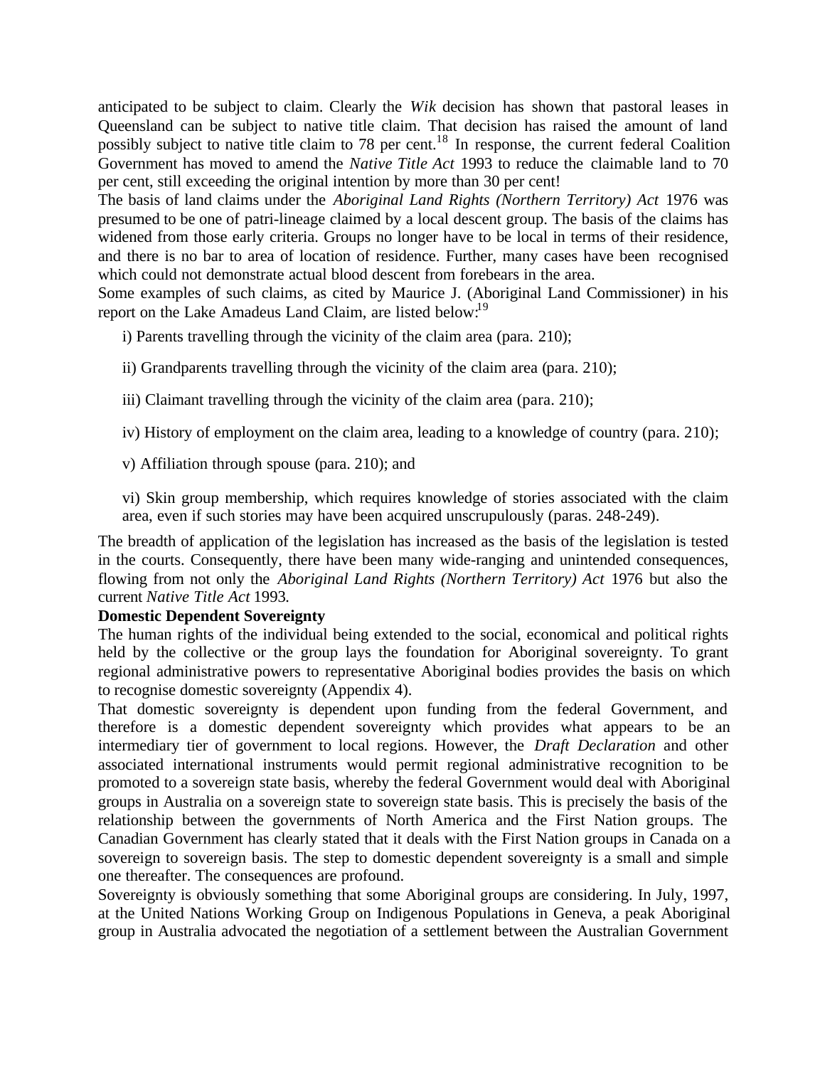anticipated to be subject to claim. Clearly the *Wik* decision has shown that pastoral leases in Queensland can be subject to native title claim. That decision has raised the amount of land possibly subject to native title claim to 78 per cent.[18] In response, the current federal Coalition Government has moved to amend the *Native Title Act* 1993 to reduce the claimable land to 70 per cent, still exceeding the original intention by more than 30 per cent!

The basis of land claims under the *Aboriginal Land Rights (Northern Territory) Act* 1976 was presumed to be one of patri-lineage claimed by a local descent group. The basis of the claims has widened from those early criteria. Groups no longer have to be local in terms of their residence, and there is no bar to area of location of residence. Further, many cases have been recognised which could not demonstrate actual blood descent from forebears in the area.

Some examples of such claims, as cited by Maurice J. (Aboriginal Land Commissioner) in his report on the Lake Amadeus Land Claim, are listed below:[19]

i) Parents travelling through the vicinity of the claim area (para. 210);

ii) Grandparents travelling through the vicinity of the claim area (para. 210);

iii) Claimant travelling through the vicinity of the claim area (para. 210);

iv) History of employment on the claim area, leading to a knowledge of country (para. 210);

v) Affiliation through spouse (para. 210); and

vi) Skin group membership, which requires knowledge of stories associated with the claim area, even if such stories may have been acquired unscrupulously (paras. 248-249).

The breadth of application of the legislation has increased as the basis of the legislation is tested in the courts. Consequently, there have been many wide-ranging and unintended consequences, flowing from not only the *Aboriginal Land Rights (Northern Territory) Act* 1976 but also the current *Native Title Act* 1993.

**Domestic Dependent Sovereignty**

The human rights of the individual being extended to the social, economical and political rights held by the collective or the group lays the foundation for Aboriginal sovereignty. To grant regional administrative powers to representative Aboriginal bodies provides the basis on which to recognise domestic sovereignty (Appendix 4).

That domestic sovereignty is dependent upon funding from the federal Government, and therefore is a domestic dependent sovereignty which provides what appears to be an intermediary tier of government to local regions. However, the *Draft Declaration* and other associated international instruments would permit regional administrative recognition to be promoted to a sovereign state basis, whereby the federal Government would deal with Aboriginal groups in Australia on a sovereign state to sovereign state basis. This is precisely the basis of the relationship between the governments of North America and the First Nation groups. The Canadian Government has clearly stated that it deals with the First Nation groups in Canada on a sovereign to sovereign basis. The step to domestic dependent sovereignty is a small and simple one thereafter. The consequences are profound.

Sovereignty is obviously something that some Aboriginal groups are considering. In July, 1997, at the United Nations Working Group on Indigenous Populations in Geneva, a peak Aboriginal group in Australia advocated the negotiation of a settlement between the Australian Government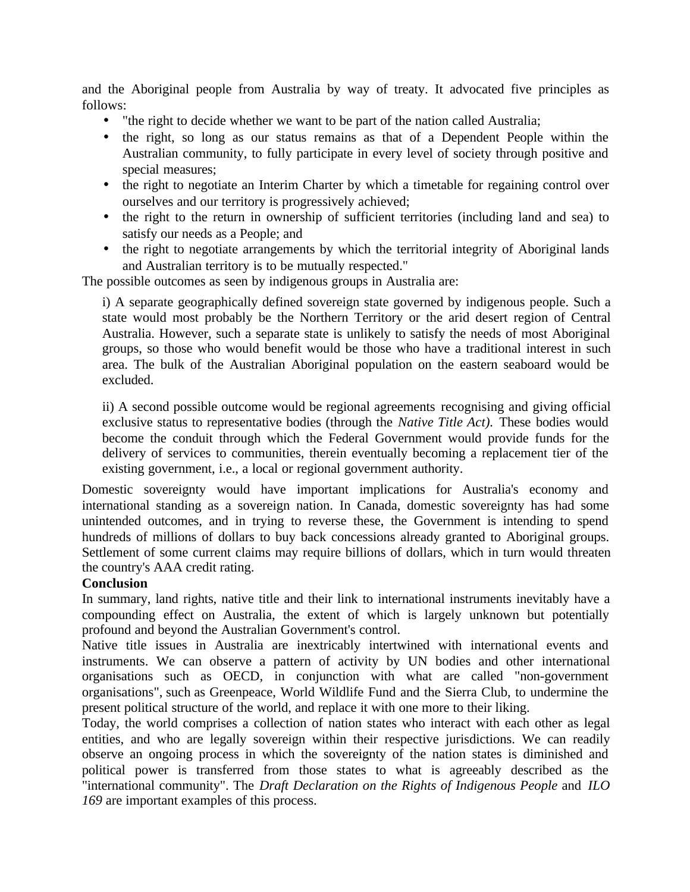and the Aboriginal people from Australia by way of treaty. It advocated five principles as follows:

- "the right to decide whether we want to be part of the nation called Australia;
- the right, so long as our status remains as that of a Dependent People within the Australian community, to fully participate in every level of society through positive and special measures;
- the right to negotiate an Interim Charter by which a timetable for regaining control over ourselves and our territory is progressively achieved;
- the right to the return in ownership of sufficient territories (including land and sea) to satisfy our needs as a People; and
- the right to negotiate arrangements by which the territorial integrity of Aboriginal lands and Australian territory is to be mutually respected."

The possible outcomes as seen by indigenous groups in Australia are:

> i) A separate geographically defined sovereign state governed by indigenous people. Such a state would most probably be the Northern Territory or the arid desert region of Central Australia. However, such a separate state is unlikely to satisfy the needs of most Aboriginal groups, so those who would benefit would be those who have a traditional interest in such area. The bulk of the Australian Aboriginal population on the eastern seaboard would be excluded.
>
> ii) A second possible outcome would be regional agreements recognising and giving official exclusive status to representative bodies (through the *Native Title Act).* These bodies would become the conduit through which the Federal Government would provide funds for the delivery of services to communities, therein eventually becoming a replacement tier of the existing government, i.e., a local or regional government authority.

Domestic sovereignty would have important implications for Australia's economy and international standing as a sovereign nation. In Canada, domestic sovereignty has had some unintended outcomes, and in trying to reverse these, the Government is intending to spend hundreds of millions of dollars to buy back concessions already granted to Aboriginal groups. Settlement of some current claims may require billions of dollars, which in turn would threaten the country's AAA credit rating.

**Conclusion**

In summary, land rights, native title and their link to international instruments inevitably have a compounding effect on Australia, the extent of which is largely unknown but potentially profound and beyond the Australian Government's control.

Native title issues in Australia are inextricably intertwined with international events and instruments. We can observe a pattern of activity by UN bodies and other international organisations such as OECD, in conjunction with what are called "non-government organisations", such as Greenpeace, World Wildlife Fund and the Sierra Club, to undermine the present political structure of the world, and replace it with one more to their liking.

Today, the world comprises a collection of nation states who interact with each other as legal entities, and who are legally sovereign within their respective jurisdictions. We can readily observe an ongoing process in which the sovereignty of the nation states is diminished and political power is transferred from those states to what is agreeably described as the "international community". The *Draft Declaration on the Rights of Indigenous People* and *ILO 169* are important examples of this process.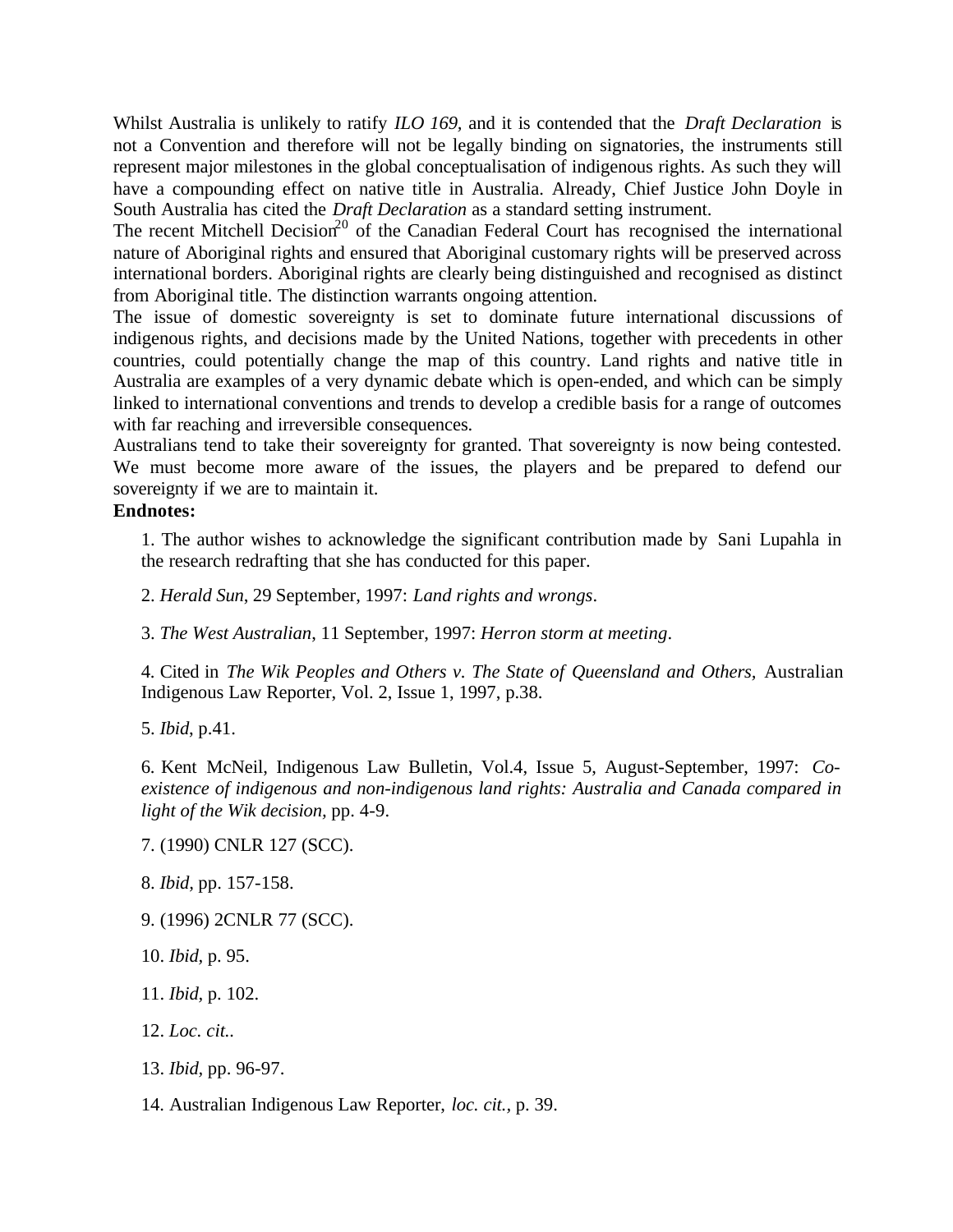Whilst Australia is unlikely to ratify *ILO 169*, and it is contended that the *Draft Declaration* is not a Convention and therefore will not be legally binding on signatories, the instruments still represent major milestones in the global conceptualisation of indigenous rights. As such they will have a compounding effect on native title in Australia. Already, Chief Justice John Doyle in South Australia has cited the *Draft Declaration* as a standard setting instrument.

The recent Mitchell Decision[20] of the Canadian Federal Court has recognised the international nature of Aboriginal rights and ensured that Aboriginal customary rights will be preserved across international borders. Aboriginal rights are clearly being distinguished and recognised as distinct from Aboriginal title. The distinction warrants ongoing attention.

The issue of domestic sovereignty is set to dominate future international discussions of indigenous rights, and decisions made by the United Nations, together with precedents in other countries, could potentially change the map of this country. Land rights and native title in Australia are examples of a very dynamic debate which is open-ended, and which can be simply linked to international conventions and trends to develop a credible basis for a range of outcomes with far reaching and irreversible consequences.

Australians tend to take their sovereignty for granted. That sovereignty is now being contested. We must become more aware of the issues, the players and be prepared to defend our sovereignty if we are to maintain it.

**Endnotes:**

1. The author wishes to acknowledge the significant contribution made by Sani Lupahla in the research redrafting that she has conducted for this paper.

2. *Herald Sun*, 29 September, 1997: *Land rights and wrongs*.

3. *The West Australian*, 11 September, 1997: *Herron storm at meeting*.

4. Cited in *The Wik Peoples and Others v. The State of Queensland and Others,* Australian Indigenous Law Reporter, Vol. 2, Issue 1, 1997, p.38.

5. *Ibid*, p.41.

6. Kent McNeil, Indigenous Law Bulletin, Vol.4, Issue 5, August-September, 1997: *Co-existence of indigenous and non-indigenous land rights: Australia and Canada compared in light of the Wik decision,* pp. 4-9.

7. (1990) CNLR 127 (SCC).

8. *Ibid,* pp. 157-158.

9. (1996) 2CNLR 77 (SCC).

10. *Ibid*, p. 95.

11. *Ibid*, p. 102.

12. *Loc. cit.*.

13. *Ibid*, pp. 96-97.

14. Australian Indigenous Law Reporter, *loc. cit.*, p. 39.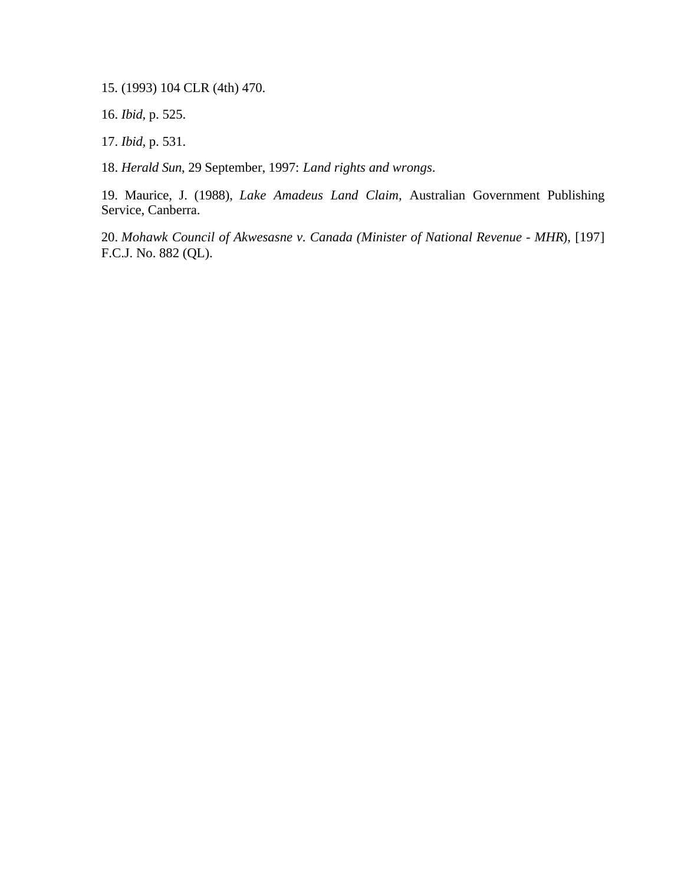15. (1993) 104 CLR (4th) 470.

16. *Ibid*, p. 525.

17. *Ibid*, p. 531.

18. *Herald Sun*, 29 September, 1997: *Land rights and wrongs*.

19. Maurice, J. (1988), *Lake Amadeus Land Claim,* Australian Government Publishing Service, Canberra.

20. *Mohawk Council of Akwesasne v. Canada (Minister of National Revenue - MHR*), [197] F.C.J. No. 882 (QL).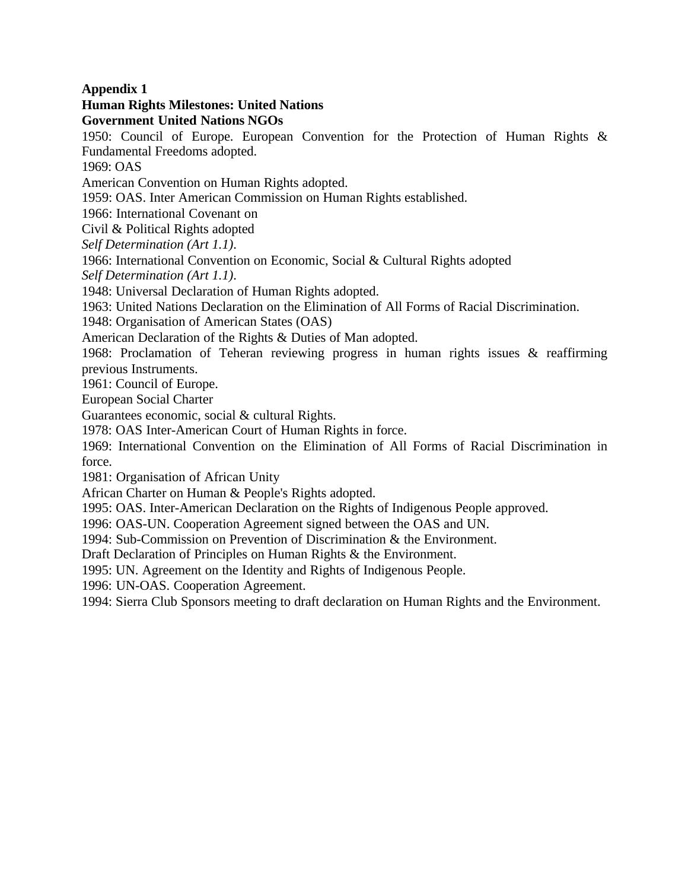**Appendix 1**

**Human Rights Milestones: United Nations**

**Government United Nations NGOs**

1950: Council of Europe. European Convention for the Protection of Human Rights & Fundamental Freedoms adopted.

1969: OAS

American Convention on Human Rights adopted.

1959: OAS. Inter American Commission on Human Rights established.

1966: International Covenant on

Civil & Political Rights adopted

*Self Determination (Art 1.1).*

1966: International Convention on Economic, Social & Cultural Rights adopted

*Self Determination (Art 1.1).*

1948: Universal Declaration of Human Rights adopted.

1963: United Nations Declaration on the Elimination of All Forms of Racial Discrimination.

1948: Organisation of American States (OAS)

American Declaration of the Rights & Duties of Man adopted.

1968: Proclamation of Teheran reviewing progress in human rights issues & reaffirming previous Instruments.

1961: Council of Europe.

European Social Charter

Guarantees economic, social & cultural Rights.

1978: OAS Inter-American Court of Human Rights in force.

1969: International Convention on the Elimination of All Forms of Racial Discrimination in force.

1981: Organisation of African Unity

African Charter on Human & People's Rights adopted.

1995: OAS. Inter-American Declaration on the Rights of Indigenous People approved.

1996: OAS-UN. Cooperation Agreement signed between the OAS and UN.

1994: Sub-Commission on Prevention of Discrimination & the Environment.

Draft Declaration of Principles on Human Rights & the Environment.

1995: UN. Agreement on the Identity and Rights of Indigenous People.

1996: UN-OAS. Cooperation Agreement.

1994: Sierra Club Sponsors meeting to draft declaration on Human Rights and the Environment.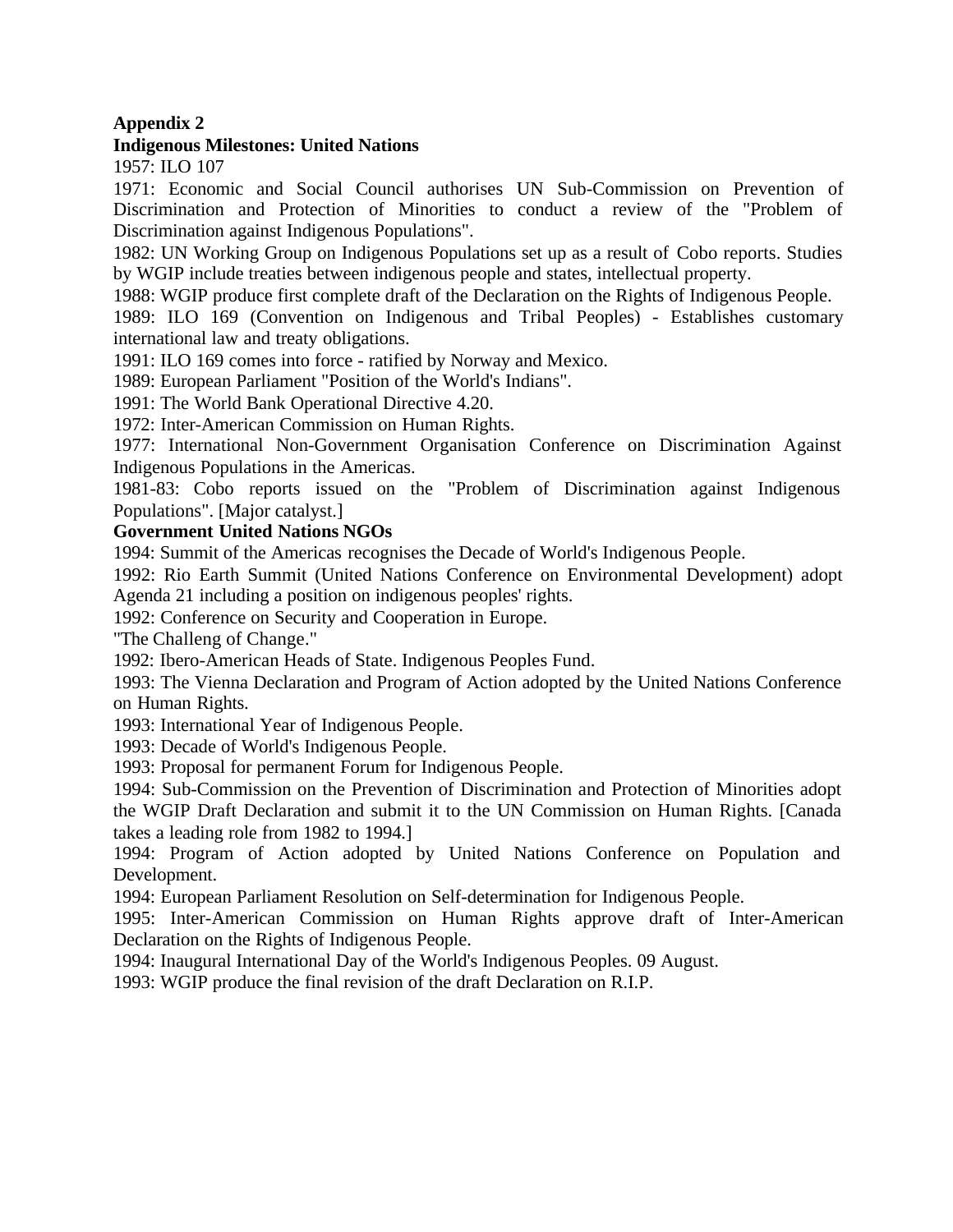**Appendix 2**

**Indigenous Milestones: United Nations**

1957: ILO 107

1971: Economic and Social Council authorises UN Sub-Commission on Prevention of Discrimination and Protection of Minorities to conduct a review of the "Problem of Discrimination against Indigenous Populations".

1982: UN Working Group on Indigenous Populations set up as a result of Cobo reports. Studies by WGIP include treaties between indigenous people and states, intellectual property.

1988: WGIP produce first complete draft of the Declaration on the Rights of Indigenous People.

1989: ILO 169 (Convention on Indigenous and Tribal Peoples) - Establishes customary international law and treaty obligations.

1991: ILO 169 comes into force - ratified by Norway and Mexico.

1989: European Parliament "Position of the World's Indians".

1991: The World Bank Operational Directive 4.20.

1972: Inter-American Commission on Human Rights.

1977: International Non-Government Organisation Conference on Discrimination Against Indigenous Populations in the Americas.

1981-83: Cobo reports issued on the "Problem of Discrimination against Indigenous Populations". [Major catalyst.]

**Government United Nations NGOs**

1994: Summit of the Americas recognises the Decade of World's Indigenous People.

1992: Rio Earth Summit (United Nations Conference on Environmental Development) adopt Agenda 21 including a position on indigenous peoples' rights.

1992: Conference on Security and Cooperation in Europe.

"The Challeng of Change."

1992: Ibero-American Heads of State. Indigenous Peoples Fund.

1993: The Vienna Declaration and Program of Action adopted by the United Nations Conference on Human Rights.

1993: International Year of Indigenous People.

1993: Decade of World's Indigenous People.

1993: Proposal for permanent Forum for Indigenous People.

1994: Sub-Commission on the Prevention of Discrimination and Protection of Minorities adopt the WGIP Draft Declaration and submit it to the UN Commission on Human Rights. [Canada takes a leading role from 1982 to 1994.]

1994: Program of Action adopted by United Nations Conference on Population and Development.

1994: European Parliament Resolution on Self-determination for Indigenous People.

1995: Inter-American Commission on Human Rights approve draft of Inter-American Declaration on the Rights of Indigenous People.

1994: Inaugural International Day of the World's Indigenous Peoples. 09 August.

1993: WGIP produce the final revision of the draft Declaration on R.I.P.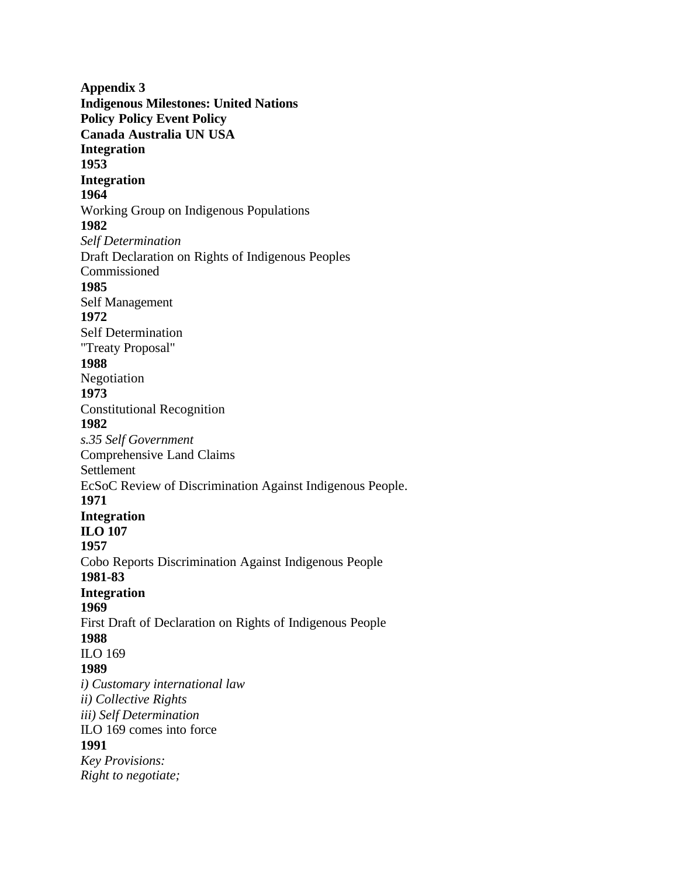**Appendix 3**
**Indigenous Milestones: United Nations**
**Policy Policy Event Policy**
**Canada Australia UN USA**
**Integration**
**1953**
**Integration**
**1964**
Working Group on Indigenous Populations
**1982**
*Self Determination*
Draft Declaration on Rights of Indigenous Peoples
Commissioned
**1985**
Self Management
**1972**
Self Determination
"Treaty Proposal"
**1988**
Negotiation
**1973**
Constitutional Recognition
**1982**
*s.35 Self Government*
Comprehensive Land Claims
Settlement
EcSoC Review of Discrimination Against Indigenous People.
**1971**
**Integration**
**ILO 107**
**1957**
Cobo Reports Discrimination Against Indigenous People
**1981-83**
**Integration**
**1969**
First Draft of Declaration on Rights of Indigenous People
**1988**
ILO 169
**1989**
*i) Customary international law*
*ii) Collective Rights*
*iii) Self Determination*
ILO 169 comes into force
**1991**
*Key Provisions:*
*Right to negotiate;*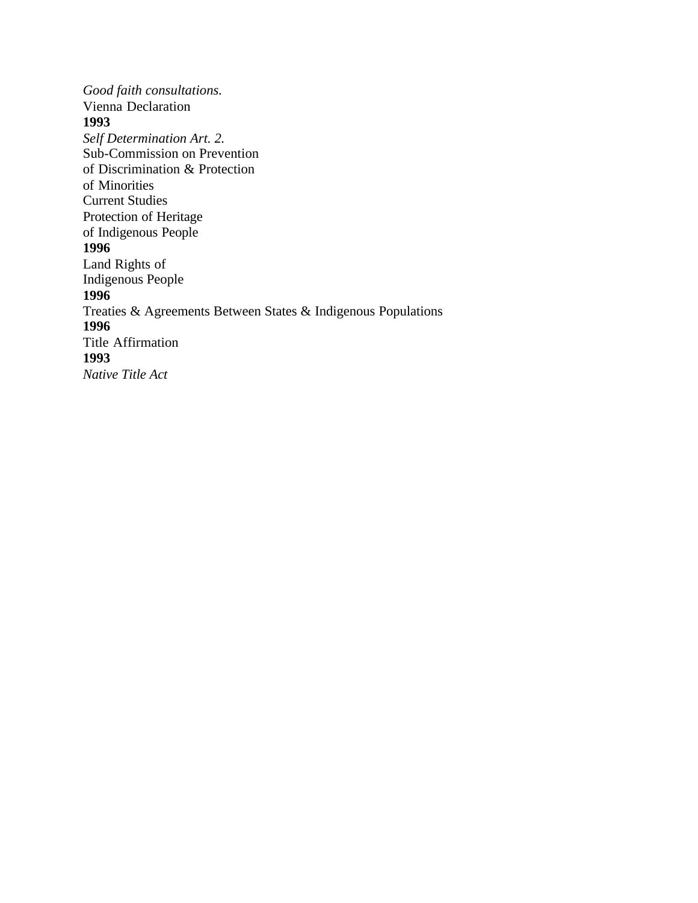*Good faith consultations.*
Vienna Declaration
**1993**
*Self Determination Art. 2.*
Sub-Commission on Prevention
of Discrimination & Protection
of Minorities
Current Studies
Protection of Heritage
of Indigenous People
**1996**
Land Rights of
Indigenous People
**1996**
Treaties & Agreements Between States & Indigenous Populations
**1996**
Title Affirmation
**1993**
*Native Title Act*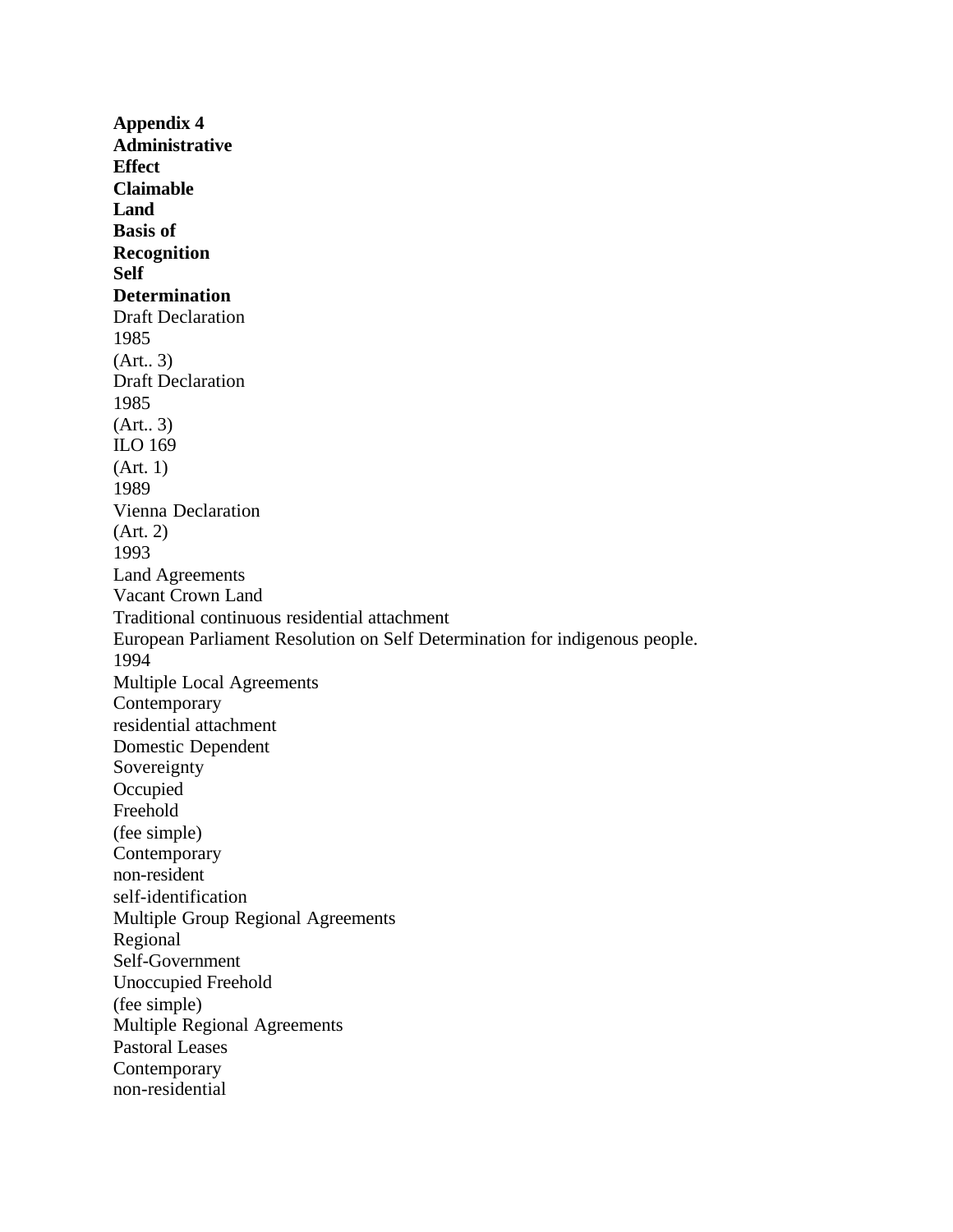**Appendix 4**

**Administrative**

**Effect**

**Claimable**

**Land**

**Basis of**

**Recognition**

**Self**

**Determination**

Draft Declaration

1985

(Art.. 3)

Draft Declaration

1985

(Art.. 3)

ILO 169

(Art. 1)

1989

Vienna Declaration

(Art. 2)

1993

Land Agreements

Vacant Crown Land

Traditional continuous residential attachment

European Parliament Resolution on Self Determination for indigenous people.

1994

Multiple Local Agreements

Contemporary

residential attachment

Domestic Dependent

Sovereignty

Occupied

Freehold

(fee simple)

Contemporary

non-resident

self-identification

Multiple Group Regional Agreements

Regional

Self-Government

Unoccupied Freehold

(fee simple)

Multiple Regional Agreements

Pastoral Leases

Contemporary

non-residential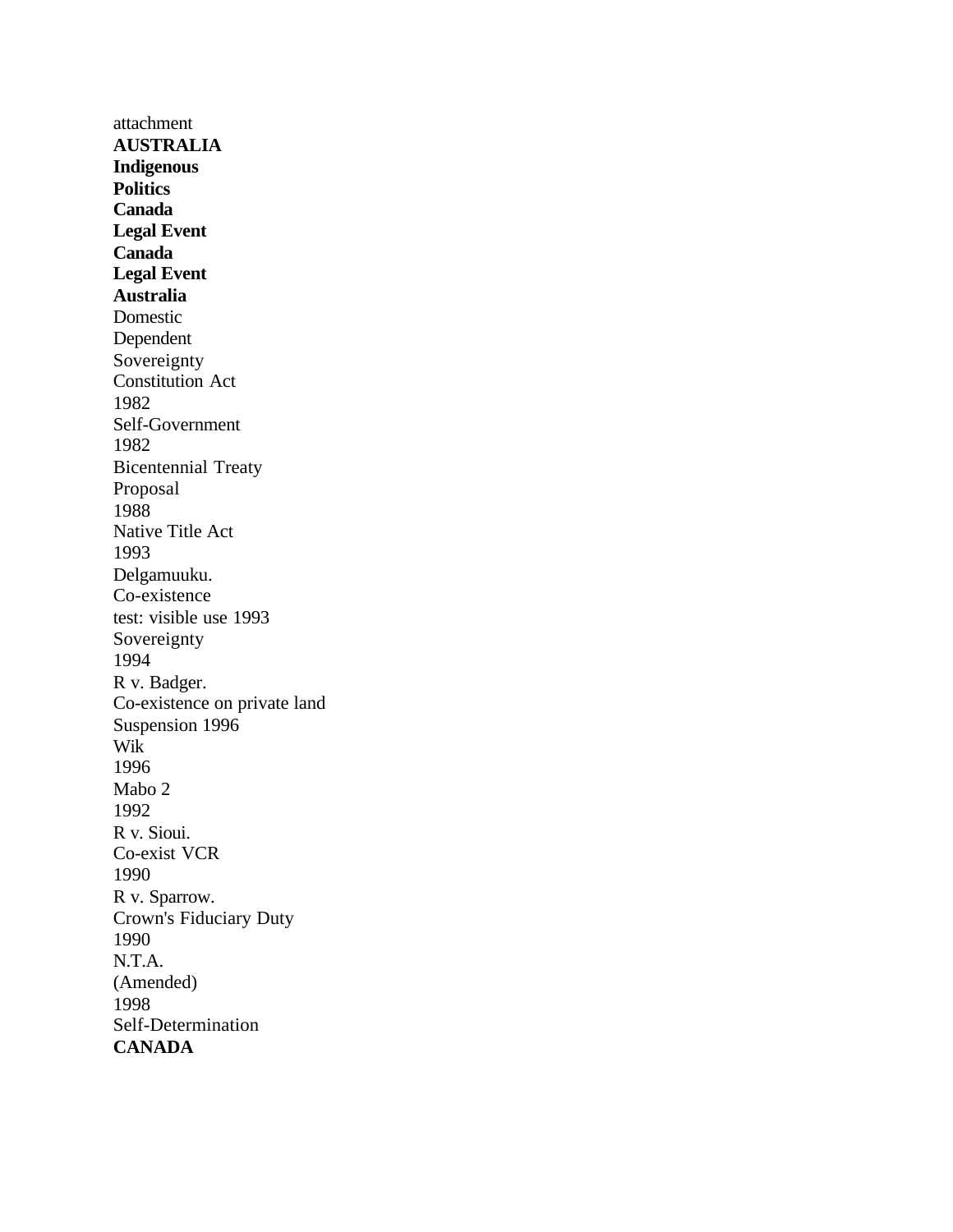attachment

**AUSTRALIA**

**Indigenous**

**Politics**

**Canada**

**Legal Event**

**Canada**

**Legal Event**

**Australia**

Domestic

Dependent

Sovereignty

Constitution Act

1982

Self-Government

1982

Bicentennial Treaty

Proposal

1988

Native Title Act

1993

Delgamuuku.

Co-existence

test: visible use 1993

Sovereignty

1994

R v. Badger.

Co-existence on private land

Suspension 1996

Wik

1996

Mabo 2

1992

R v. Sioui.

Co-exist VCR

1990

R v. Sparrow.

Crown's Fiduciary Duty

1990

N.T.A.

(Amended)

1998

Self-Determination

**CANADA**